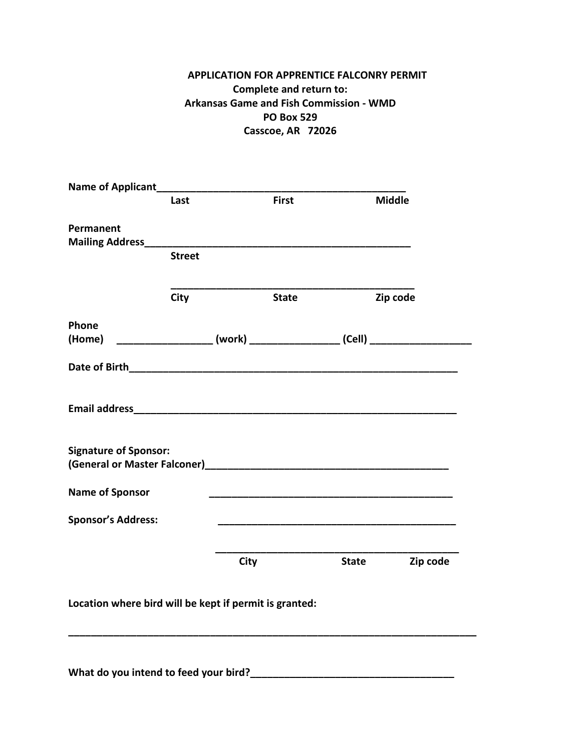**APPLICATION FOR APPRENTICE FALCONRY PERMIT**

**Complete and return to:**

**Arkansas Game and Fish Commission - WMD**

**PO Box 529**

**Casscoe, AR 72026**

**Name of Applicant**_______________________________________________

**Last** **First** **Middle**

**Permanent Mailing Address**________________________________________________

**Street**

_____________________________________________

**City** **State** **Zip code**

**Phone (Home)** _________________ **(work)** ________________ **(Cell)** __________________

**Date of Birth**_____________________________________________________________

**Email address**_____________________________________________________________

**Signature of Sponsor: (General or Master Falconer)**____________________________________________

**Name of Sponsor** ____________________________________________

**Sponsor's Address:** ____________________________________________

____________________________________________

**City** **State** **Zip code**

**Location where bird will be kept if permit is granted:**

___________________________________________________________________________

**What do you intend to feed your bird?**_____________________________________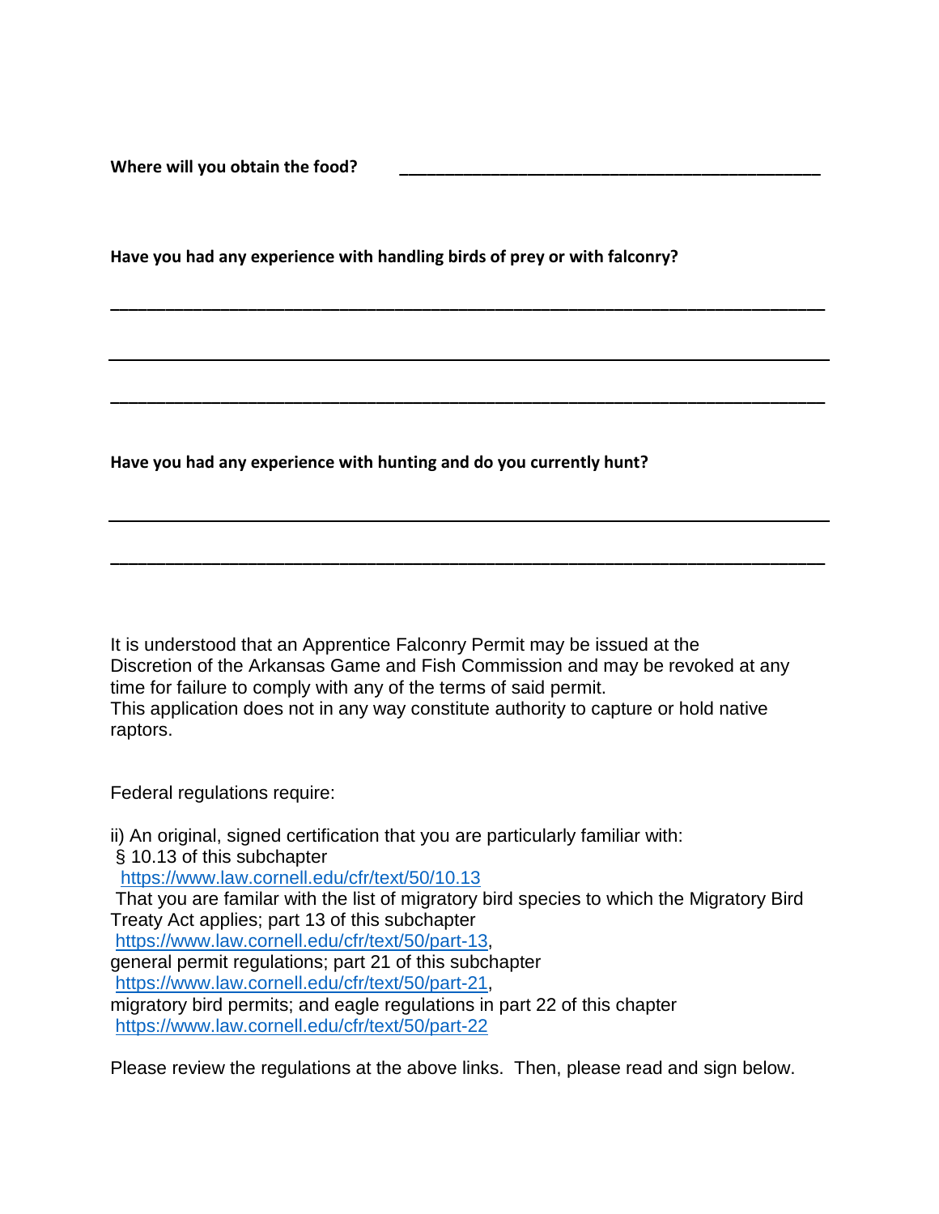**Where will you obtain the food?** ________________________________________________

**Have you had any experience with handling birds of prey or with falconry?**

________________________________________________________________________________

________________________________________________________________________________

________________________________________________________________________________

**Have you had any experience with hunting and do you currently hunt?**

________________________________________________________________________________

________________________________________________________________________________

It is understood that an Apprentice Falconry Permit may be issued at the Discretion of the Arkansas Game and Fish Commission and may be revoked at any time for failure to comply with any of the terms of said permit.
This application does not in any way constitute authority to capture or hold native raptors.

Federal regulations require:

ii) An original, signed certification that you are particularly familiar with:
§ 10.13 of this subchapter
https://www.law.cornell.edu/cfr/text/50/10.13
That you are familar with the list of migratory bird species to which the Migratory Bird Treaty Act applies; part 13 of this subchapter
https://www.law.cornell.edu/cfr/text/50/part-13,
general permit regulations; part 21 of this subchapter
https://www.law.cornell.edu/cfr/text/50/part-21,
migratory bird permits; and eagle regulations in part 22 of this chapter
https://www.law.cornell.edu/cfr/text/50/part-22

Please review the regulations at the above links. Then, please read and sign below.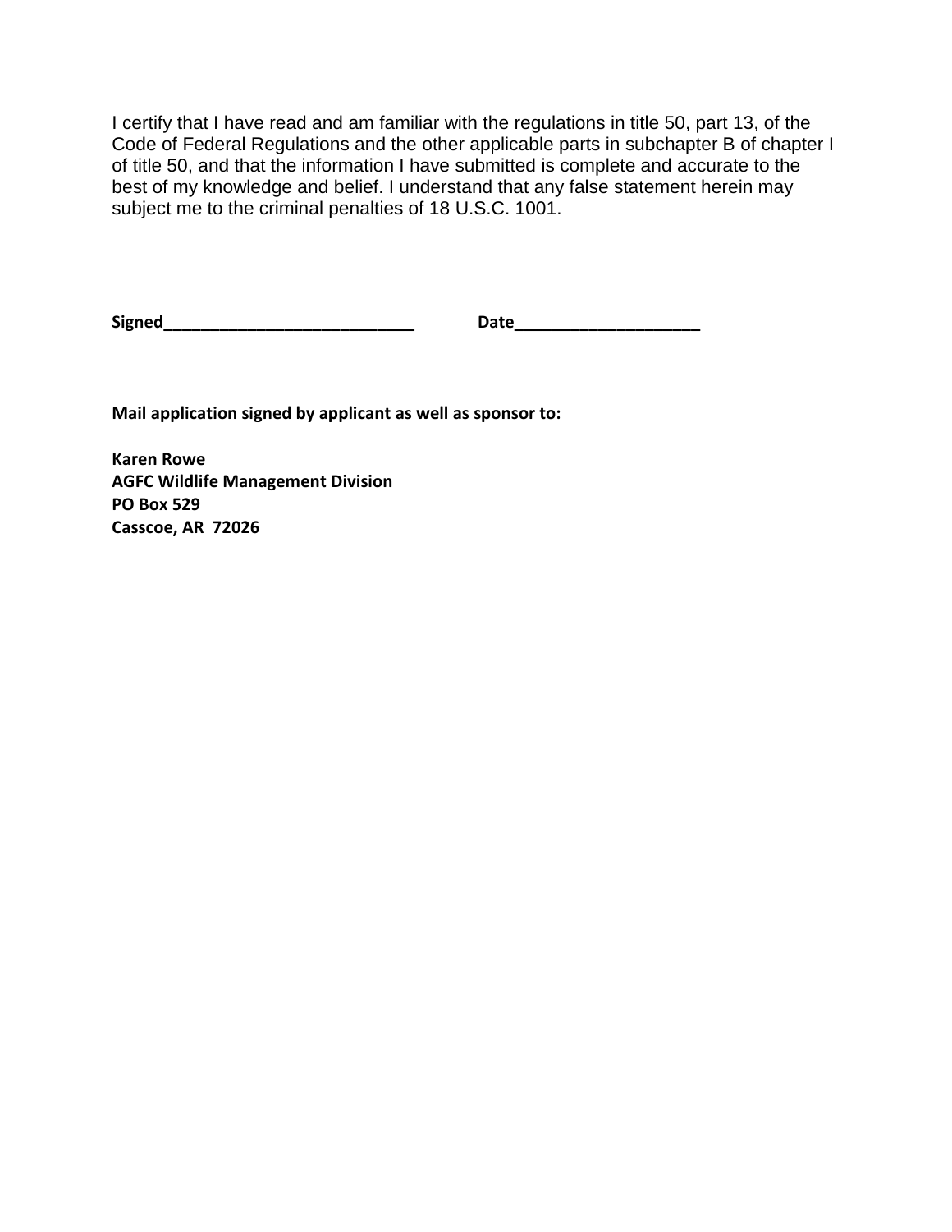I certify that I have read and am familiar with the regulations in title 50, part 13, of the Code of Federal Regulations and the other applicable parts in subchapter B of chapter I of title 50, and that the information I have submitted is complete and accurate to the best of my knowledge and belief. I understand that any false statement herein may subject me to the criminal penalties of 18 U.S.C. 1001.

**Signed\_\_\_\_\_\_\_\_\_\_\_\_\_\_\_\_\_\_\_\_\_\_\_\_\_\_\_\_\_** **Date\_\_\_\_\_\_\_\_\_\_\_\_\_\_\_\_\_\_\_\_\_\_**

**Mail application signed by applicant as well as sponsor to:**

**Karen Rowe**
**AGFC Wildlife Management Division**
**PO Box 529**
**Casscoe, AR 72026**